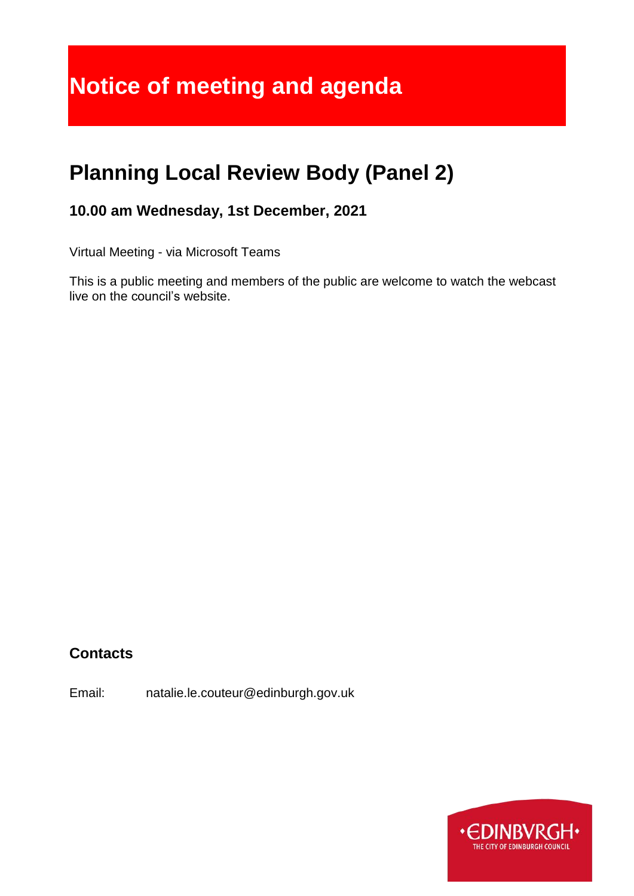# Notice of meeting and agenda

## Planning Local Review Body (Panel 2)

### 10.00 am Wednesday, 1st December, 2021

Virtual Meeting - via Microsoft Teams

This is a public meeting and members of the public are welcome to watch the webcast live on the council's website.

### Contacts

Email: natalie.le.couteur@edinburgh.gov.uk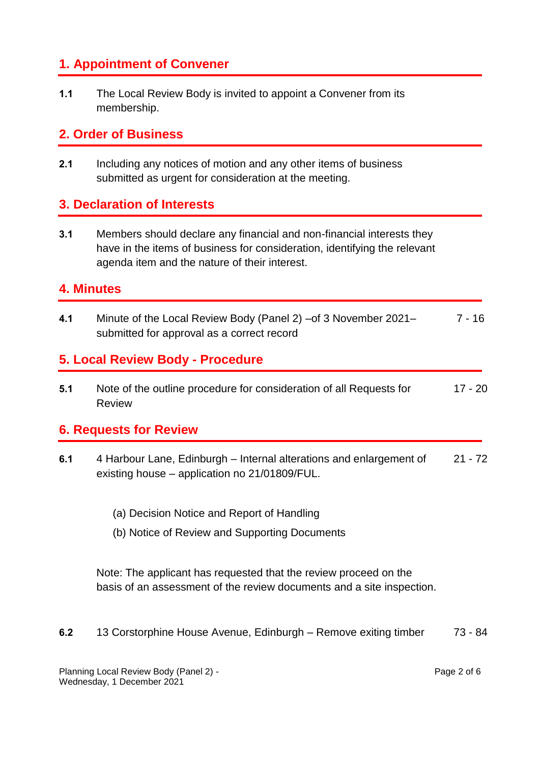## 1. Appointment of Convener

**1.1** The Local Review Body is invited to appoint a Convener from its membership.

## 2. Order of Business

**2.1** Including any notices of motion and any other items of business submitted as urgent for consideration at the meeting.

## 3. Declaration of Interests

**3.1** Members should declare any financial and non-financial interests they have in the items of business for consideration, identifying the relevant agenda item and the nature of their interest.

## 4. Minutes

**4.1** Minute of the Local Review Body (Panel 2) –of 3 November 2021– submitted for approval as a correct record — 7 - 16

## 5. Local Review Body - Procedure

**5.1** Note of the outline procedure for consideration of all Requests for Review — 17 - 20

## 6. Requests for Review

**6.1** 4 Harbour Lane, Edinburgh – Internal alterations and enlargement of existing house – application no 21/01809/FUL. — 21 - 72

(a) Decision Notice and Report of Handling

(b) Notice of Review and Supporting Documents

Note: The applicant has requested that the review proceed on the basis of an assessment of the review documents and a site inspection.

**6.2** 13 Corstorphine House Avenue, Edinburgh – Remove exiting timber — 73 - 84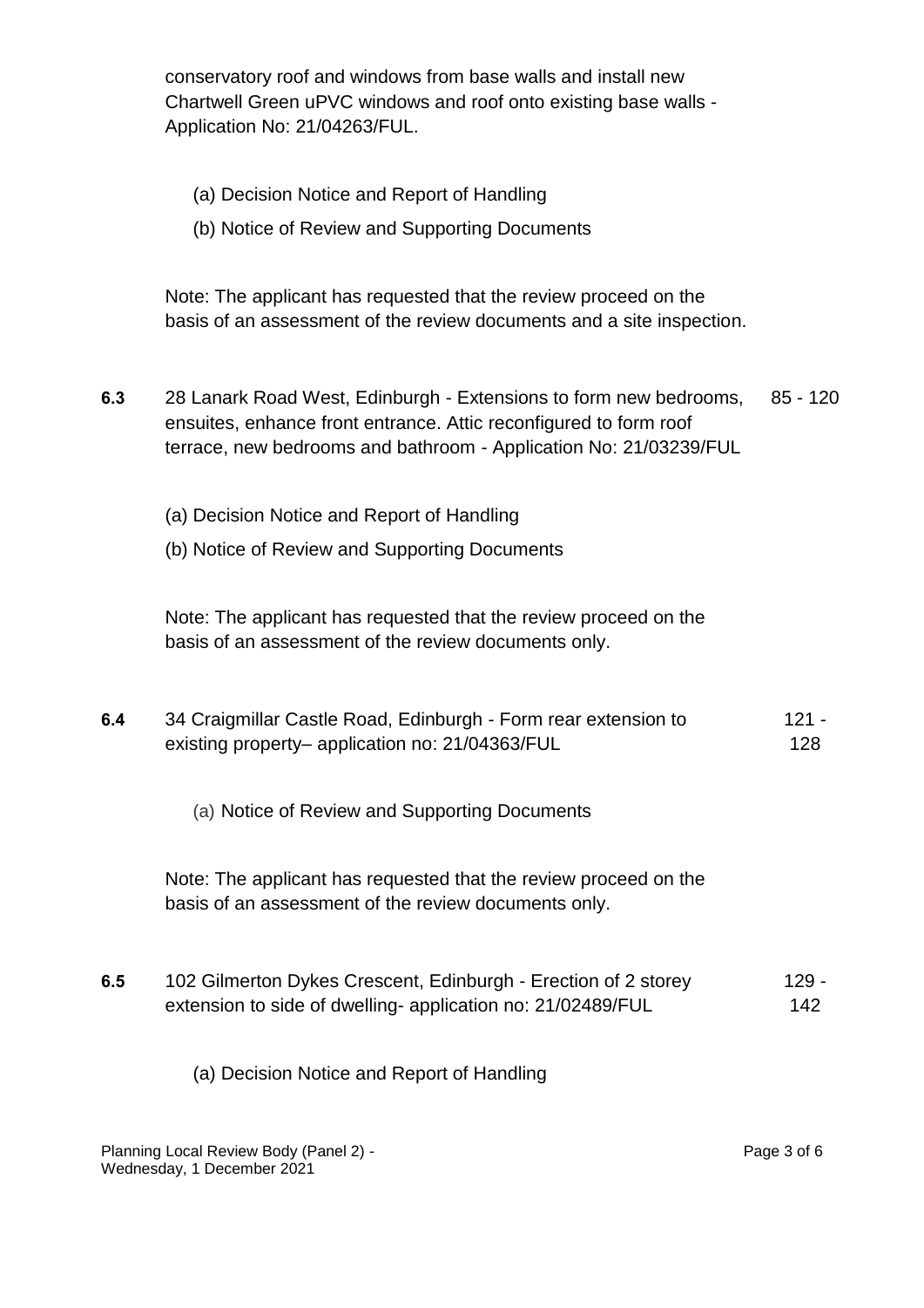conservatory roof and windows from base walls and install new Chartwell Green uPVC windows and roof onto existing base walls - Application No: 21/04263/FUL.

(a) Decision Notice and Report of Handling

(b) Notice of Review and Supporting Documents

Note: The applicant has requested that the review proceed on the basis of an assessment of the review documents and a site inspection.

| | | |
|---|---|---|
| **6.3** | 28 Lanark Road West, Edinburgh - Extensions to form new bedrooms, ensuites, enhance front entrance. Attic reconfigured to form roof terrace, new bedrooms and bathroom - Application No: 21/03239/FUL | 85 - 120 |

(a) Decision Notice and Report of Handling

(b) Notice of Review and Supporting Documents

Note: The applicant has requested that the review proceed on the basis of an assessment of the review documents only.

| | | |
|---|---|---|
| **6.4** | 34 Craigmillar Castle Road, Edinburgh - Form rear extension to existing property– application no: 21/04363/FUL | 121 - 128 |

(a) Notice of Review and Supporting Documents

Note: The applicant has requested that the review proceed on the basis of an assessment of the review documents only.

| | | |
|---|---|---|
| **6.5** | 102 Gilmerton Dykes Crescent, Edinburgh - Erection of 2 storey extension to side of dwelling- application no: 21/02489/FUL | 129 - 142 |

(a) Decision Notice and Report of Handling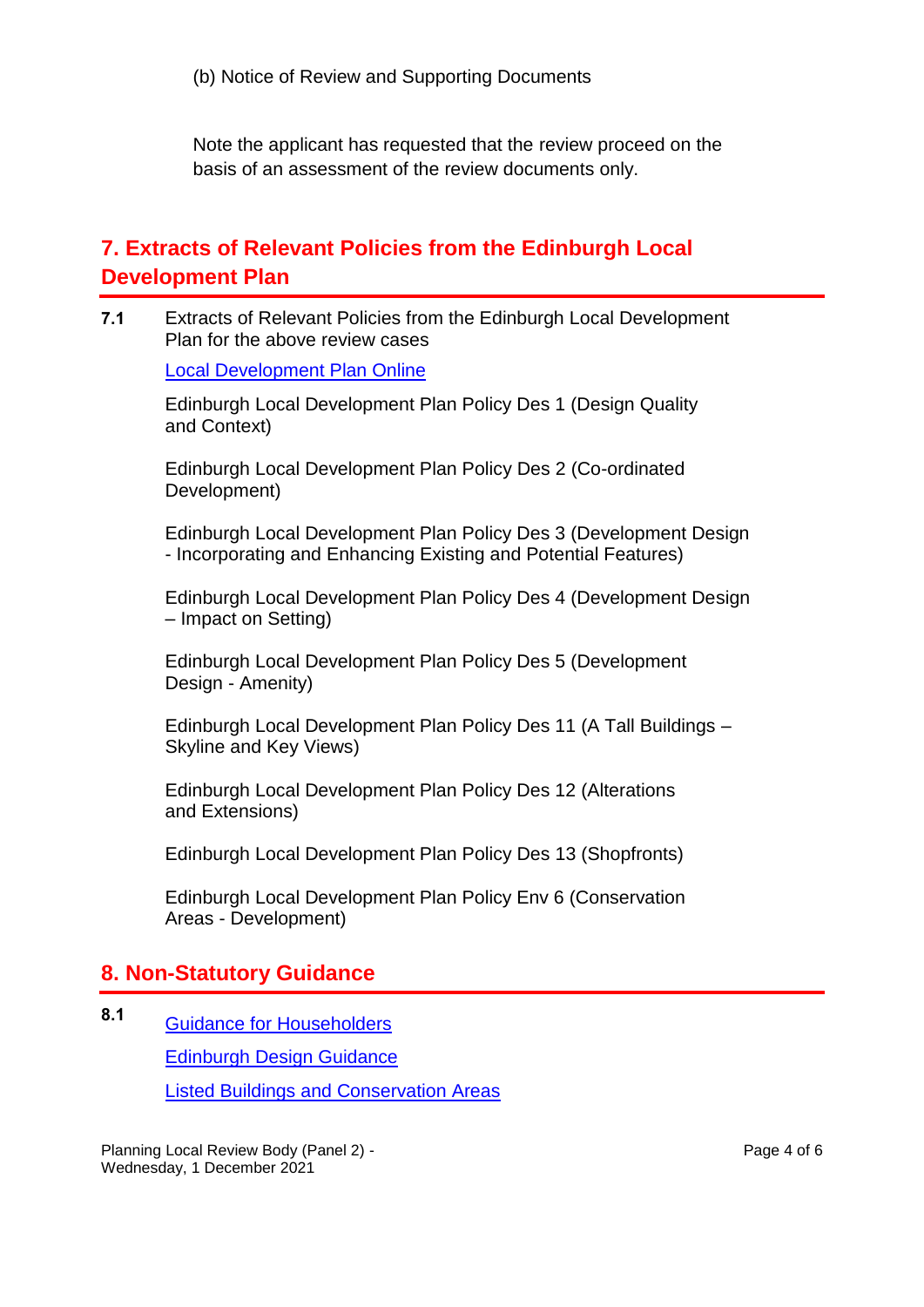(b) Notice of Review and Supporting Documents

Note the applicant has requested that the review proceed on the basis of an assessment of the review documents only.

## 7. Extracts of Relevant Policies from the Edinburgh Local Development Plan

**7.1** Extracts of Relevant Policies from the Edinburgh Local Development Plan for the above review cases

Local Development Plan Online

Edinburgh Local Development Plan Policy Des 1 (Design Quality and Context)

Edinburgh Local Development Plan Policy Des 2 (Co-ordinated Development)

Edinburgh Local Development Plan Policy Des 3 (Development Design - Incorporating and Enhancing Existing and Potential Features)

Edinburgh Local Development Plan Policy Des 4 (Development Design – Impact on Setting)

Edinburgh Local Development Plan Policy Des 5 (Development Design - Amenity)

Edinburgh Local Development Plan Policy Des 11 (A Tall Buildings – Skyline and Key Views)

Edinburgh Local Development Plan Policy Des 12 (Alterations and Extensions)

Edinburgh Local Development Plan Policy Des 13 (Shopfronts)

Edinburgh Local Development Plan Policy Env 6 (Conservation Areas - Development)

## 8. Non-Statutory Guidance

**8.1** Guidance for Householders

Edinburgh Design Guidance

Listed Buildings and Conservation Areas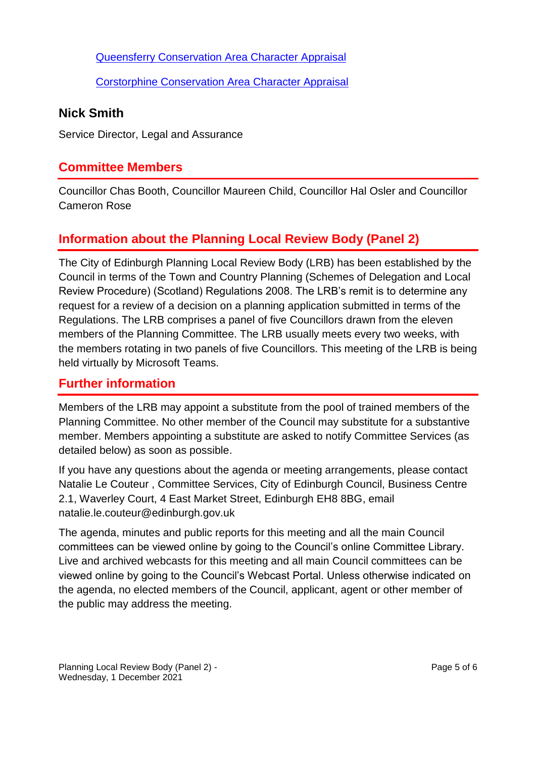[Queensferry Conservation Area Character Appraisal]

[Corstorphine Conservation Area Character Appraisal]

## Nick Smith

Service Director, Legal and Assurance

## Committee Members

Councillor Chas Booth, Councillor Maureen Child, Councillor Hal Osler and Councillor Cameron Rose

## Information about the Planning Local Review Body (Panel 2)

The City of Edinburgh Planning Local Review Body (LRB) has been established by the Council in terms of the Town and Country Planning (Schemes of Delegation and Local Review Procedure) (Scotland) Regulations 2008. The LRB's remit is to determine any request for a review of a decision on a planning application submitted in terms of the Regulations. The LRB comprises a panel of five Councillors drawn from the eleven members of the Planning Committee. The LRB usually meets every two weeks, with the members rotating in two panels of five Councillors. This meeting of the LRB is being held virtually by Microsoft Teams.

## Further information

Members of the LRB may appoint a substitute from the pool of trained members of the Planning Committee. No other member of the Council may substitute for a substantive member. Members appointing a substitute are asked to notify Committee Services (as detailed below) as soon as possible.

If you have any questions about the agenda or meeting arrangements, please contact Natalie Le Couteur , Committee Services, City of Edinburgh Council, Business Centre 2.1, Waverley Court, 4 East Market Street, Edinburgh EH8 8BG, email natalie.le.couteur@edinburgh.gov.uk

The agenda, minutes and public reports for this meeting and all the main Council committees can be viewed online by going to the Council's online Committee Library. Live and archived webcasts for this meeting and all main Council committees can be viewed online by going to the Council's Webcast Portal. Unless otherwise indicated on the agenda, no elected members of the Council, applicant, agent or other member of the public may address the meeting.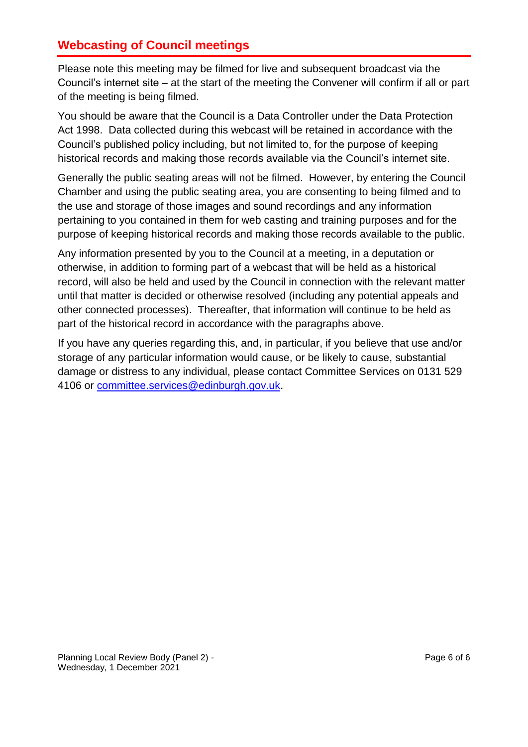## Webcasting of Council meetings

Please note this meeting may be filmed for live and subsequent broadcast via the Council's internet site – at the start of the meeting the Convener will confirm if all or part of the meeting is being filmed.

You should be aware that the Council is a Data Controller under the Data Protection Act 1998. Data collected during this webcast will be retained in accordance with the Council's published policy including, but not limited to, for the purpose of keeping historical records and making those records available via the Council's internet site.

Generally the public seating areas will not be filmed. However, by entering the Council Chamber and using the public seating area, you are consenting to being filmed and to the use and storage of those images and sound recordings and any information pertaining to you contained in them for web casting and training purposes and for the purpose of keeping historical records and making those records available to the public.

Any information presented by you to the Council at a meeting, in a deputation or otherwise, in addition to forming part of a webcast that will be held as a historical record, will also be held and used by the Council in connection with the relevant matter until that matter is decided or otherwise resolved (including any potential appeals and other connected processes). Thereafter, that information will continue to be held as part of the historical record in accordance with the paragraphs above.

If you have any queries regarding this, and, in particular, if you believe that use and/or storage of any particular information would cause, or be likely to cause, substantial damage or distress to any individual, please contact Committee Services on 0131 529 4106 or committee.services@edinburgh.gov.uk.